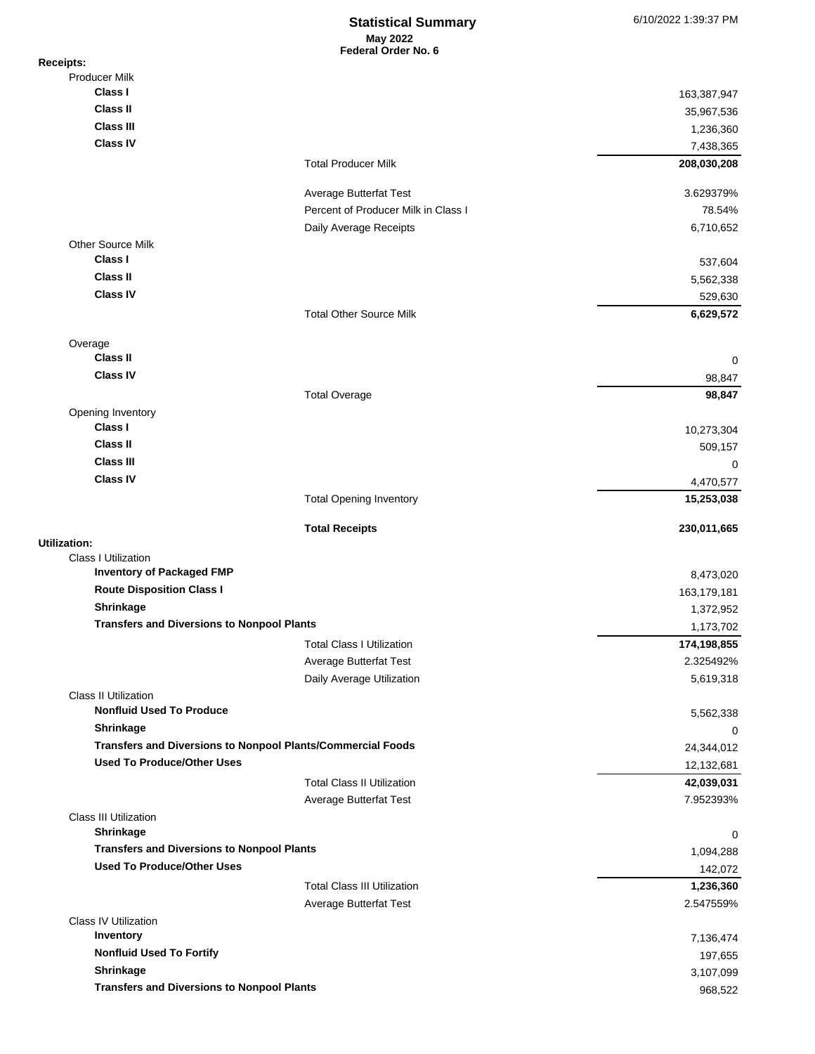# Statistical Summary

**May 2022**
**Federal Order No. 6**

6/10/2022 1:39:37 PM

**Receipts:**

| | | |
|---|---|---|
| **Producer Milk** | | |
| **Class I** | | 163,387,947 |
| **Class II** | | 35,967,536 |
| **Class III** | | 1,236,360 |
| **Class IV** | | 7,438,365 |
| | Total Producer Milk | **208,030,208** |
| | Average Butterfat Test | 3.629379% |
| | Percent of Producer Milk in Class I | 78.54% |
| | Daily Average Receipts | 6,710,652 |
| **Other Source Milk** | | |
| **Class I** | | 537,604 |
| **Class II** | | 5,562,338 |
| **Class IV** | | 529,630 |
| | Total Other Source Milk | **6,629,572** |
| **Overage** | | |
| **Class II** | | 0 |
| **Class IV** | | 98,847 |
| | Total Overage | **98,847** |
| **Opening Inventory** | | |
| **Class I** | | 10,273,304 |
| **Class II** | | 509,157 |
| **Class III** | | 0 |
| **Class IV** | | 4,470,577 |
| | Total Opening Inventory | **15,253,038** |
| | **Total Receipts** | **230,011,665** |

**Utilization:**

| | | |
|---|---|---|
| **Class I Utilization** | | |
| **Inventory of Packaged FMP** | | 8,473,020 |
| **Route Disposition Class I** | | 163,179,181 |
| **Shrinkage** | | 1,372,952 |
| **Transfers and Diversions to Nonpool Plants** | | 1,173,702 |
| | Total Class I Utilization | **174,198,855** |
| | Average Butterfat Test | 2.325492% |
| | Daily Average Utilization | 5,619,318 |
| **Class II Utilization** | | |
| **Nonfluid Used To Produce** | | 5,562,338 |
| **Shrinkage** | | 0 |
| **Transfers and Diversions to Nonpool Plants/Commercial Foods** | | 24,344,012 |
| **Used To Produce/Other Uses** | | 12,132,681 |
| | Total Class II Utilization | **42,039,031** |
| | Average Butterfat Test | 7.952393% |
| **Class III Utilization** | | |
| **Shrinkage** | | 0 |
| **Transfers and Diversions to Nonpool Plants** | | 1,094,288 |
| **Used To Produce/Other Uses** | | 142,072 |
| | Total Class III Utilization | **1,236,360** |
| | Average Butterfat Test | 2.547559% |
| **Class IV Utilization** | | |
| **Inventory** | | 7,136,474 |
| **Nonfluid Used To Fortify** | | 197,655 |
| **Shrinkage** | | 3,107,099 |
| **Transfers and Diversions to Nonpool Plants** | | 968,522 |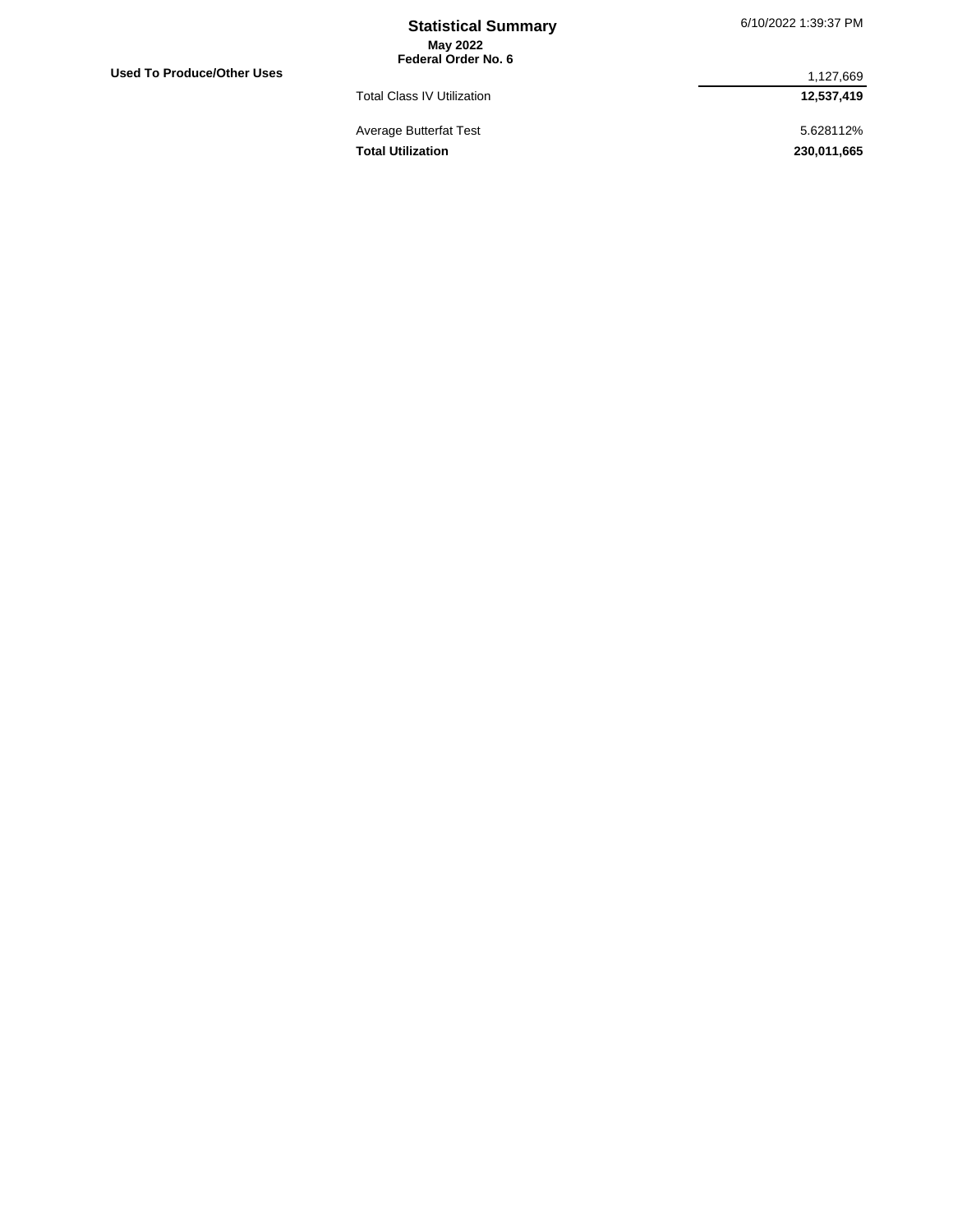## Statistical Summary

**May 2022**
**Federal Order No. 6**

6/10/2022 1:39:37 PM

| | | |
|---|---|---|
| **Used To Produce/Other Uses** | | 1,127,669 |
| | Total Class IV Utilization | **12,537,419** |
| | Average Butterfat Test | 5.628112% |
| | **Total Utilization** | **230,011,665** |